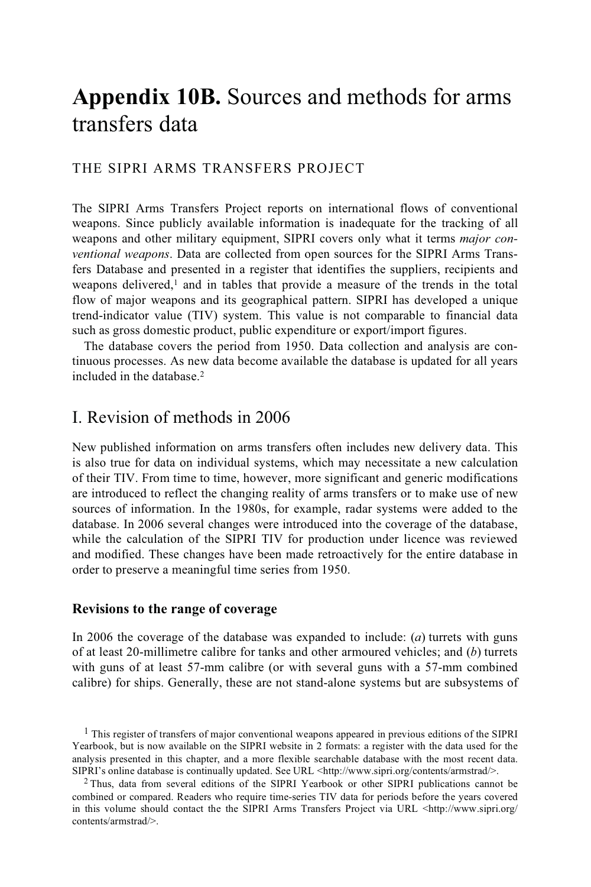# **Appendix 10B.** Sources and methods for arms transfers data

THE SIPRI ARMS TRANSFERS PROJECT

The SIPRI Arms Transfers Project reports on international flows of conventional weapons. Since publicly available information is inadequate for the tracking of all weapons and other military equipment, SIPRI covers only what it terms *major conventional weapons*. Data are collected from open sources for the SIPRI Arms Transfers Database and presented in a register that identifies the suppliers, recipients and weapons delivered,[1] and in tables that provide a measure of the trends in the total flow of major weapons and its geographical pattern. SIPRI has developed a unique trend-indicator value (TIV) system. This value is not comparable to financial data such as gross domestic product, public expenditure or export/import figures.

The database covers the period from 1950. Data collection and analysis are continuous processes. As new data become available the database is updated for all years included in the database.[2]

## I. Revision of methods in 2006

New published information on arms transfers often includes new delivery data. This is also true for data on individual systems, which may necessitate a new calculation of their TIV. From time to time, however, more significant and generic modifications are introduced to reflect the changing reality of arms transfers or to make use of new sources of information. In the 1980s, for example, radar systems were added to the database. In 2006 several changes were introduced into the coverage of the database, while the calculation of the SIPRI TIV for production under licence was reviewed and modified. These changes have been made retroactively for the entire database in order to preserve a meaningful time series from 1950.

### Revisions to the range of coverage

In 2006 the coverage of the database was expanded to include: (*a*) turrets with guns of at least 20-millimetre calibre for tanks and other armoured vehicles; and (*b*) turrets with guns of at least 57-mm calibre (or with several guns with a 57-mm combined calibre) for ships. Generally, these are not stand-alone systems but are subsystems of

[1] This register of transfers of major conventional weapons appeared in previous editions of the SIPRI Yearbook, but is now available on the SIPRI website in 2 formats: a register with the data used for the analysis presented in this chapter, and a more flexible searchable database with the most recent data. SIPRI's online database is continually updated. See URL <http://www.sipri.org/contents/armstrad/>.

[2] Thus, data from several editions of the SIPRI Yearbook or other SIPRI publications cannot be combined or compared. Readers who require time-series TIV data for periods before the years covered in this volume should contact the the SIPRI Arms Transfers Project via URL <http://www.sipri.org/contents/armstrad/>.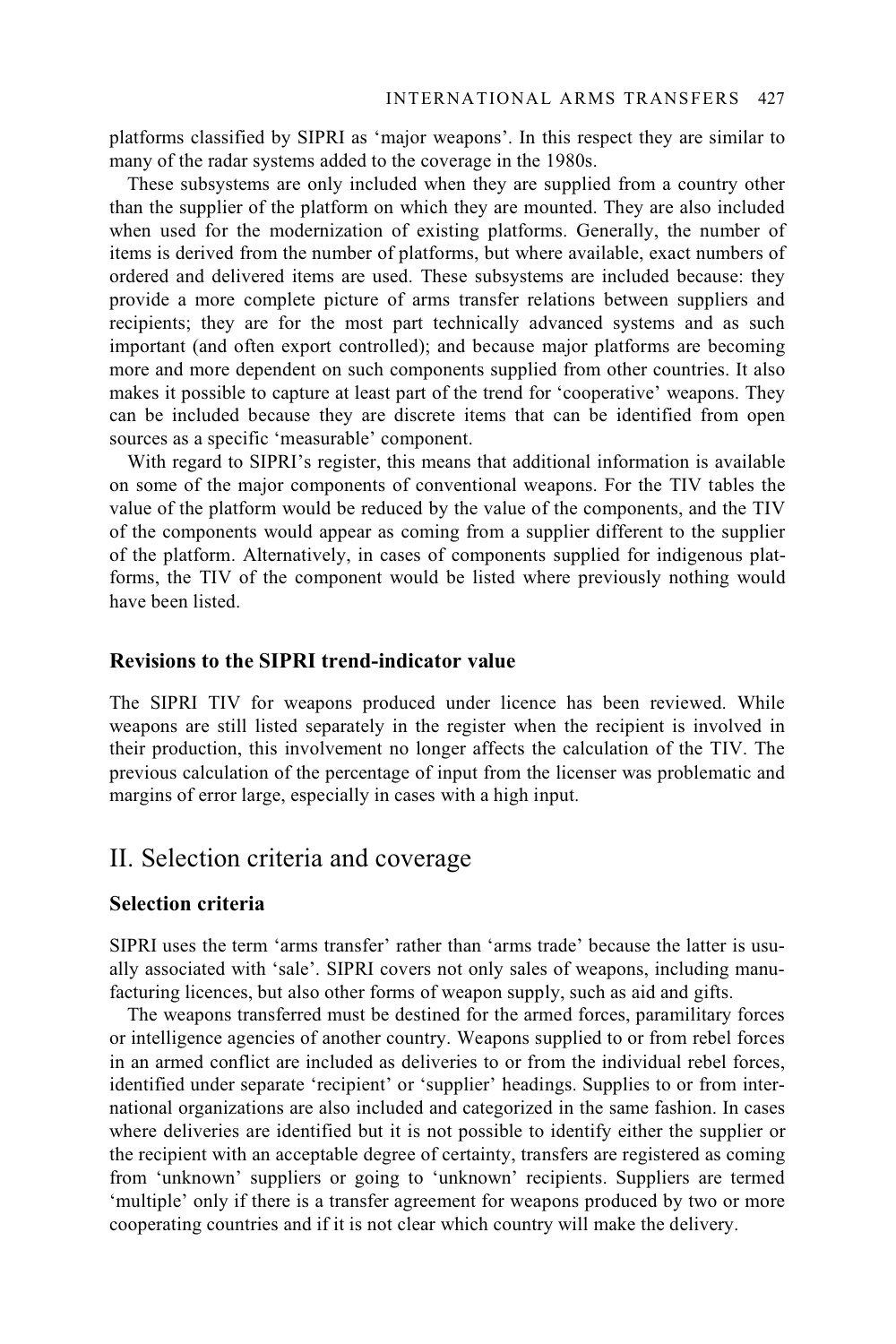platforms classified by SIPRI as 'major weapons'. In this respect they are similar to many of the radar systems added to the coverage in the 1980s.

These subsystems are only included when they are supplied from a country other than the supplier of the platform on which they are mounted. They are also included when used for the modernization of existing platforms. Generally, the number of items is derived from the number of platforms, but where available, exact numbers of ordered and delivered items are used. These subsystems are included because: they provide a more complete picture of arms transfer relations between suppliers and recipients; they are for the most part technically advanced systems and as such important (and often export controlled); and because major platforms are becoming more and more dependent on such components supplied from other countries. It also makes it possible to capture at least part of the trend for 'cooperative' weapons. They can be included because they are discrete items that can be identified from open sources as a specific 'measurable' component.

With regard to SIPRI's register, this means that additional information is available on some of the major components of conventional weapons. For the TIV tables the value of the platform would be reduced by the value of the components, and the TIV of the components would appear as coming from a supplier different to the supplier of the platform. Alternatively, in cases of components supplied for indigenous platforms, the TIV of the component would be listed where previously nothing would have been listed.

### Revisions to the SIPRI trend-indicator value

The SIPRI TIV for weapons produced under licence has been reviewed. While weapons are still listed separately in the register when the recipient is involved in their production, this involvement no longer affects the calculation of the TIV. The previous calculation of the percentage of input from the licenser was problematic and margins of error large, especially in cases with a high input.

## II. Selection criteria and coverage

### Selection criteria

SIPRI uses the term 'arms transfer' rather than 'arms trade' because the latter is usually associated with 'sale'. SIPRI covers not only sales of weapons, including manufacturing licences, but also other forms of weapon supply, such as aid and gifts.

The weapons transferred must be destined for the armed forces, paramilitary forces or intelligence agencies of another country. Weapons supplied to or from rebel forces in an armed conflict are included as deliveries to or from the individual rebel forces, identified under separate 'recipient' or 'supplier' headings. Supplies to or from international organizations are also included and categorized in the same fashion. In cases where deliveries are identified but it is not possible to identify either the supplier or the recipient with an acceptable degree of certainty, transfers are registered as coming from 'unknown' suppliers or going to 'unknown' recipients. Suppliers are termed 'multiple' only if there is a transfer agreement for weapons produced by two or more cooperating countries and if it is not clear which country will make the delivery.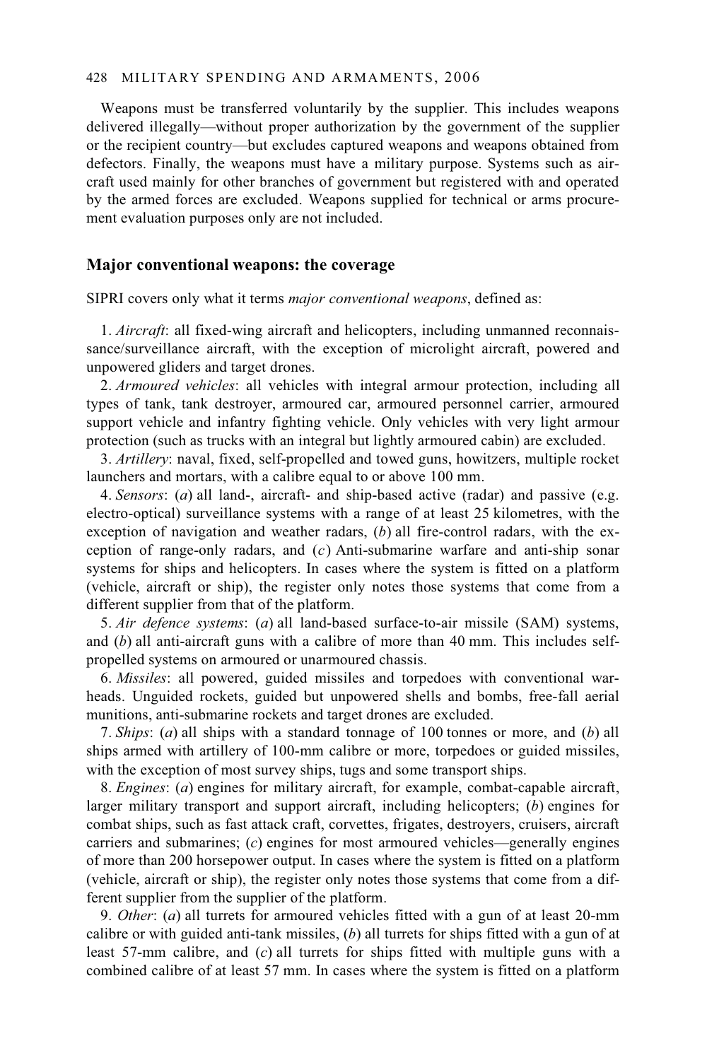Weapons must be transferred voluntarily by the supplier. This includes weapons delivered illegally—without proper authorization by the government of the supplier or the recipient country—but excludes captured weapons and weapons obtained from defectors. Finally, the weapons must have a military purpose. Systems such as aircraft used mainly for other branches of government but registered with and operated by the armed forces are excluded. Weapons supplied for technical or arms procurement evaluation purposes only are not included.

## Major conventional weapons: the coverage

SIPRI covers only what it terms *major conventional weapons*, defined as:

1. *Aircraft*: all fixed-wing aircraft and helicopters, including unmanned reconnaissance/surveillance aircraft, with the exception of microlight aircraft, powered and unpowered gliders and target drones.
2. *Armoured vehicles*: all vehicles with integral armour protection, including all types of tank, tank destroyer, armoured car, armoured personnel carrier, armoured support vehicle and infantry fighting vehicle. Only vehicles with very light armour protection (such as trucks with an integral but lightly armoured cabin) are excluded.
3. *Artillery*: naval, fixed, self-propelled and towed guns, howitzers, multiple rocket launchers and mortars, with a calibre equal to or above 100 mm.
4. *Sensors*: (*a*) all land-, aircraft- and ship-based active (radar) and passive (e.g. electro-optical) surveillance systems with a range of at least 25 kilometres, with the exception of navigation and weather radars, (*b*) all fire-control radars, with the exception of range-only radars, and (*c*) Anti-submarine warfare and anti-ship sonar systems for ships and helicopters. In cases where the system is fitted on a platform (vehicle, aircraft or ship), the register only notes those systems that come from a different supplier from that of the platform.
5. *Air defence systems*: (*a*) all land-based surface-to-air missile (SAM) systems, and (*b*) all anti-aircraft guns with a calibre of more than 40 mm. This includes self-propelled systems on armoured or unarmoured chassis.
6. *Missiles*: all powered, guided missiles and torpedoes with conventional warheads. Unguided rockets, guided but unpowered shells and bombs, free-fall aerial munitions, anti-submarine rockets and target drones are excluded.
7. *Ships*: (*a*) all ships with a standard tonnage of 100 tonnes or more, and (*b*) all ships armed with artillery of 100-mm calibre or more, torpedoes or guided missiles, with the exception of most survey ships, tugs and some transport ships.
8. *Engines*: (*a*) engines for military aircraft, for example, combat-capable aircraft, larger military transport and support aircraft, including helicopters; (*b*) engines for combat ships, such as fast attack craft, corvettes, frigates, destroyers, cruisers, aircraft carriers and submarines; (*c*) engines for most armoured vehicles—generally engines of more than 200 horsepower output. In cases where the system is fitted on a platform (vehicle, aircraft or ship), the register only notes those systems that come from a different supplier from the supplier of the platform.
9. *Other*: (*a*) all turrets for armoured vehicles fitted with a gun of at least 20-mm calibre or with guided anti-tank missiles, (*b*) all turrets for ships fitted with a gun of at least 57-mm calibre, and (*c*) all turrets for ships fitted with multiple guns with a combined calibre of at least 57 mm. In cases where the system is fitted on a platform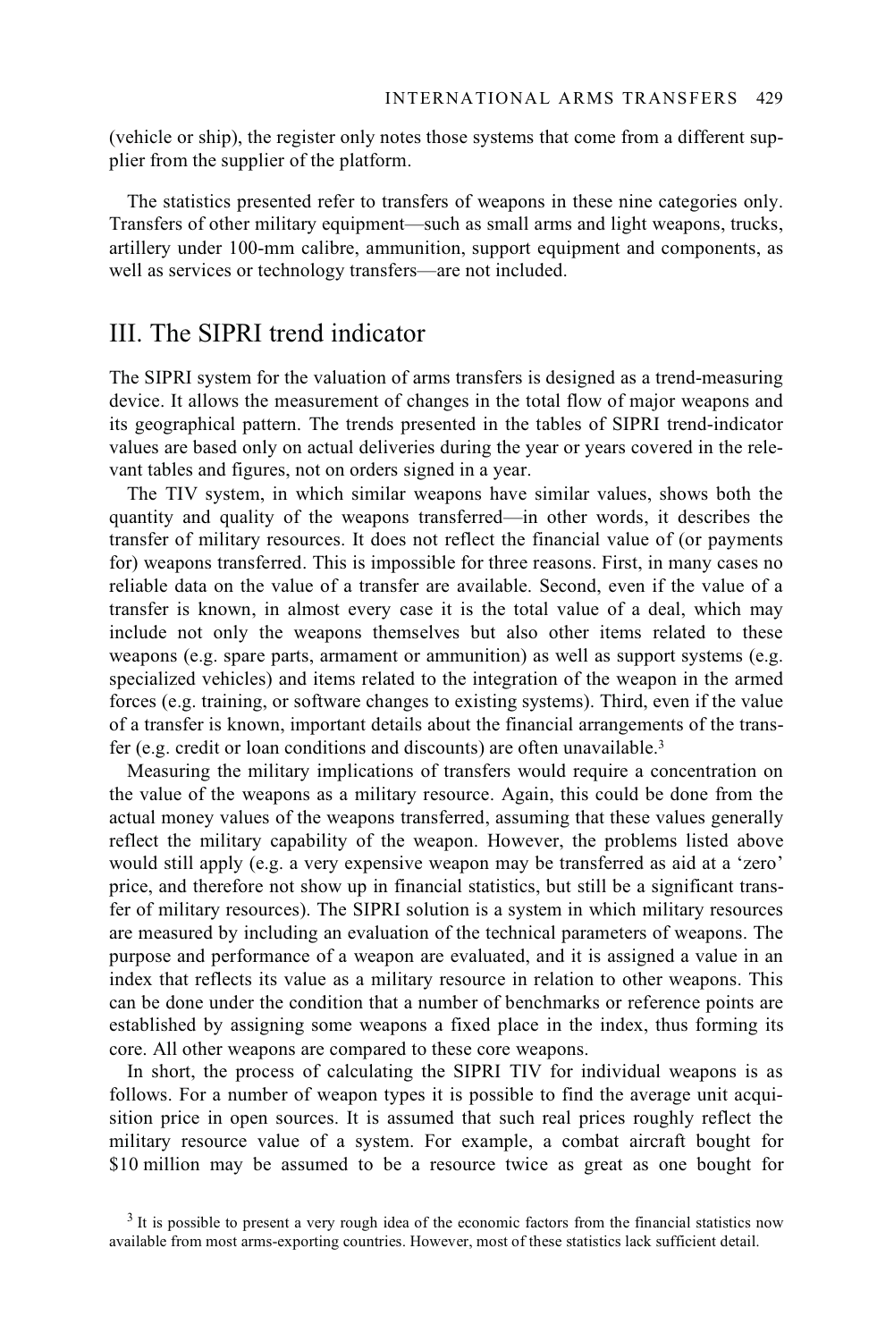(vehicle or ship), the register only notes those systems that come from a different supplier from the supplier of the platform.

The statistics presented refer to transfers of weapons in these nine categories only. Transfers of other military equipment—such as small arms and light weapons, trucks, artillery under 100-mm calibre, ammunition, support equipment and components, as well as services or technology transfers—are not included.

## III. The SIPRI trend indicator

The SIPRI system for the valuation of arms transfers is designed as a trend-measuring device. It allows the measurement of changes in the total flow of major weapons and its geographical pattern. The trends presented in the tables of SIPRI trend-indicator values are based only on actual deliveries during the year or years covered in the relevant tables and figures, not on orders signed in a year.

The TIV system, in which similar weapons have similar values, shows both the quantity and quality of the weapons transferred—in other words, it describes the transfer of military resources. It does not reflect the financial value of (or payments for) weapons transferred. This is impossible for three reasons. First, in many cases no reliable data on the value of a transfer are available. Second, even if the value of a transfer is known, in almost every case it is the total value of a deal, which may include not only the weapons themselves but also other items related to these weapons (e.g. spare parts, armament or ammunition) as well as support systems (e.g. specialized vehicles) and items related to the integration of the weapon in the armed forces (e.g. training, or software changes to existing systems). Third, even if the value of a transfer is known, important details about the financial arrangements of the transfer (e.g. credit or loan conditions and discounts) are often unavailable.[3]

Measuring the military implications of transfers would require a concentration on the value of the weapons as a military resource. Again, this could be done from the actual money values of the weapons transferred, assuming that these values generally reflect the military capability of the weapon. However, the problems listed above would still apply (e.g. a very expensive weapon may be transferred as aid at a 'zero' price, and therefore not show up in financial statistics, but still be a significant transfer of military resources). The SIPRI solution is a system in which military resources are measured by including an evaluation of the technical parameters of weapons. The purpose and performance of a weapon are evaluated, and it is assigned a value in an index that reflects its value as a military resource in relation to other weapons. This can be done under the condition that a number of benchmarks or reference points are established by assigning some weapons a fixed place in the index, thus forming its core. All other weapons are compared to these core weapons.

In short, the process of calculating the SIPRI TIV for individual weapons is as follows. For a number of weapon types it is possible to find the average unit acquisition price in open sources. It is assumed that such real prices roughly reflect the military resource value of a system. For example, a combat aircraft bought for $10 million may be assumed to be a resource twice as great as one bought for

[3] It is possible to present a very rough idea of the economic factors from the financial statistics now available from most arms-exporting countries. However, most of these statistics lack sufficient detail.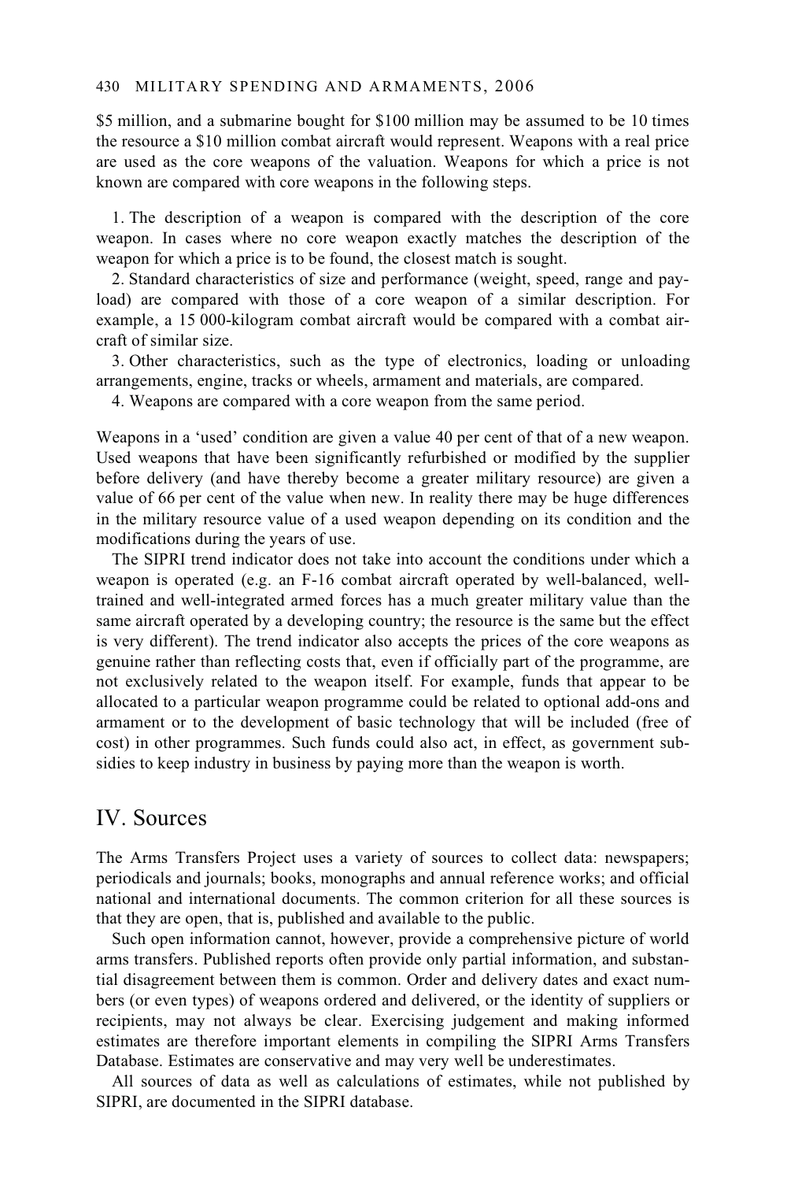$5 million, and a submarine bought for $100 million may be assumed to be 10 times the resource a $10 million combat aircraft would represent. Weapons with a real price are used as the core weapons of the valuation. Weapons for which a price is not known are compared with core weapons in the following steps.

1. The description of a weapon is compared with the description of the core weapon. In cases where no core weapon exactly matches the description of the weapon for which a price is to be found, the closest match is sought.
2. Standard characteristics of size and performance (weight, speed, range and payload) are compared with those of a core weapon of a similar description. For example, a 15 000-kilogram combat aircraft would be compared with a combat aircraft of similar size.
3. Other characteristics, such as the type of electronics, loading or unloading arrangements, engine, tracks or wheels, armament and materials, are compared.
4. Weapons are compared with a core weapon from the same period.

Weapons in a 'used' condition are given a value 40 per cent of that of a new weapon. Used weapons that have been significantly refurbished or modified by the supplier before delivery (and have thereby become a greater military resource) are given a value of 66 per cent of the value when new. In reality there may be huge differences in the military resource value of a used weapon depending on its condition and the modifications during the years of use.

The SIPRI trend indicator does not take into account the conditions under which a weapon is operated (e.g. an F-16 combat aircraft operated by well-balanced, well-trained and well-integrated armed forces has a much greater military value than the same aircraft operated by a developing country; the resource is the same but the effect is very different). The trend indicator also accepts the prices of the core weapons as genuine rather than reflecting costs that, even if officially part of the programme, are not exclusively related to the weapon itself. For example, funds that appear to be allocated to a particular weapon programme could be related to optional add-ons and armament or to the development of basic technology that will be included (free of cost) in other programmes. Such funds could also act, in effect, as government subsidies to keep industry in business by paying more than the weapon is worth.

## IV. Sources

The Arms Transfers Project uses a variety of sources to collect data: newspapers; periodicals and journals; books, monographs and annual reference works; and official national and international documents. The common criterion for all these sources is that they are open, that is, published and available to the public.

Such open information cannot, however, provide a comprehensive picture of world arms transfers. Published reports often provide only partial information, and substantial disagreement between them is common. Order and delivery dates and exact numbers (or even types) of weapons ordered and delivered, or the identity of suppliers or recipients, may not always be clear. Exercising judgement and making informed estimates are therefore important elements in compiling the SIPRI Arms Transfers Database. Estimates are conservative and may very well be underestimates.

All sources of data as well as calculations of estimates, while not published by SIPRI, are documented in the SIPRI database.